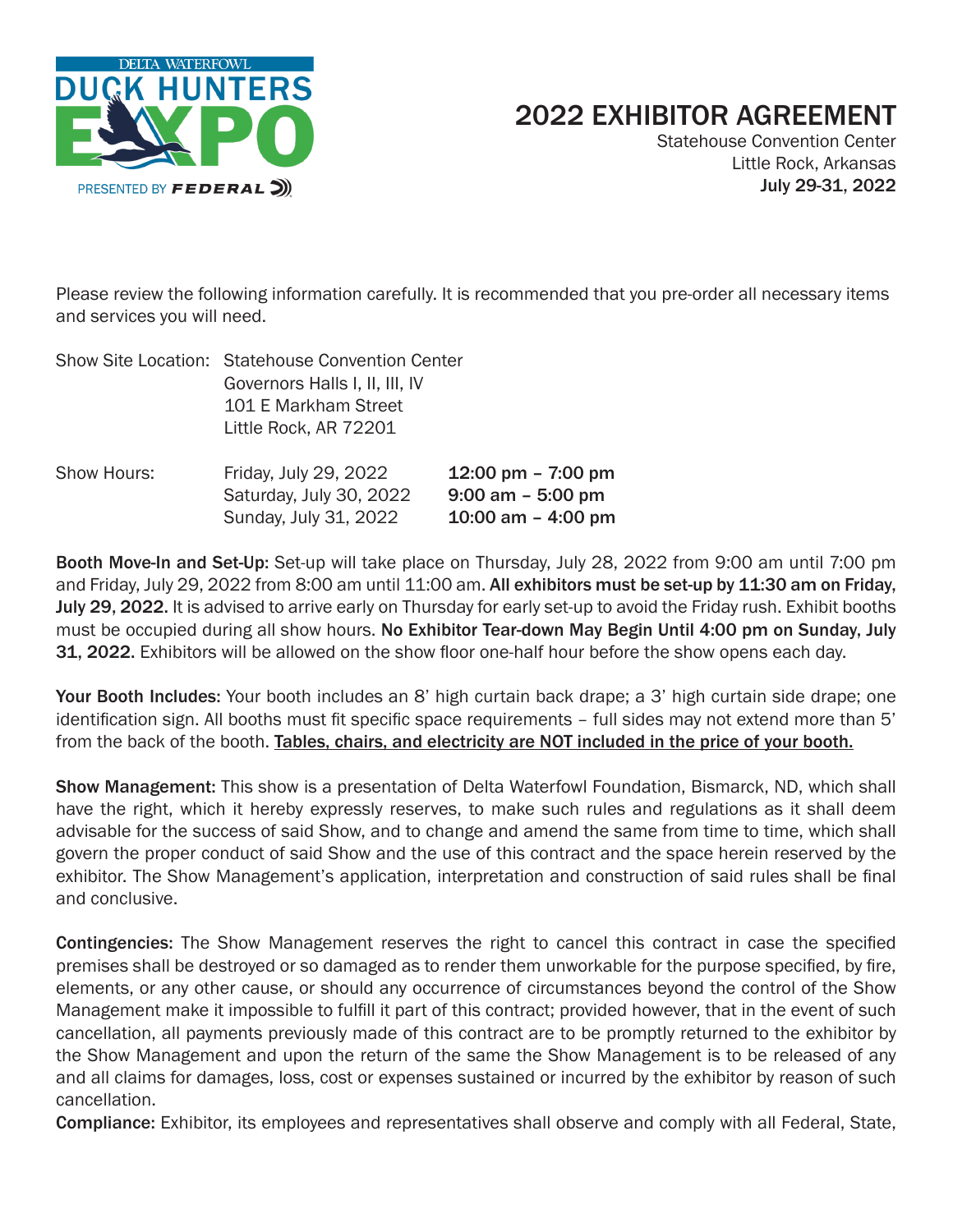DELTA WATERFOWL DUCK HUNTERS EXPO PRESENTED BY FEDERAL

# 2022 EXHIBITOR AGREEMENT

Statehouse Convention Center
Little Rock, Arkansas
**July 29-31, 2022**

Please review the following information carefully. It is recommended that you pre-order all necessary items and services you will need.

Show Site Location: Statehouse Convention Center
Governors Halls I, II, III, IV
101 E Markham Street
Little Rock, AR 72201

| Show Hours: | | |
|---|---|---|
| | Friday, July 29, 2022 | **12:00 pm – 7:00 pm** |
| | Saturday, July 30, 2022 | **9:00 am – 5:00 pm** |
| | Sunday, July 31, 2022 | **10:00 am – 4:00 pm** |

**Booth Move-In and Set-Up:** Set-up will take place on Thursday, July 28, 2022 from 9:00 am until 7:00 pm and Friday, July 29, 2022 from 8:00 am until 11:00 am. **All exhibitors must be set-up by 11:30 am on Friday, July 29, 2022.** It is advised to arrive early on Thursday for early set-up to avoid the Friday rush. Exhibit booths must be occupied during all show hours. **No Exhibitor Tear-down May Begin Until 4:00 pm on Sunday, July 31, 2022.** Exhibitors will be allowed on the show floor one-half hour before the show opens each day.

**Your Booth Includes:** Your booth includes an 8' high curtain back drape; a 3' high curtain side drape; one identification sign. All booths must fit specific space requirements – full sides may not extend more than 5' from the back of the booth. **Tables, chairs, and electricity are NOT included in the price of your booth.**

**Show Management:** This show is a presentation of Delta Waterfowl Foundation, Bismarck, ND, which shall have the right, which it hereby expressly reserves, to make such rules and regulations as it shall deem advisable for the success of said Show, and to change and amend the same from time to time, which shall govern the proper conduct of said Show and the use of this contract and the space herein reserved by the exhibitor. The Show Management's application, interpretation and construction of said rules shall be final and conclusive.

**Contingencies:** The Show Management reserves the right to cancel this contract in case the specified premises shall be destroyed or so damaged as to render them unworkable for the purpose specified, by fire, elements, or any other cause, or should any occurrence of circumstances beyond the control of the Show Management make it impossible to fulfill it part of this contract; provided however, that in the event of such cancellation, all payments previously made of this contract are to be promptly returned to the exhibitor by the Show Management and upon the return of the same the Show Management is to be released of any and all claims for damages, loss, cost or expenses sustained or incurred by the exhibitor by reason of such cancellation.

**Compliance:** Exhibitor, its employees and representatives shall observe and comply with all Federal, State,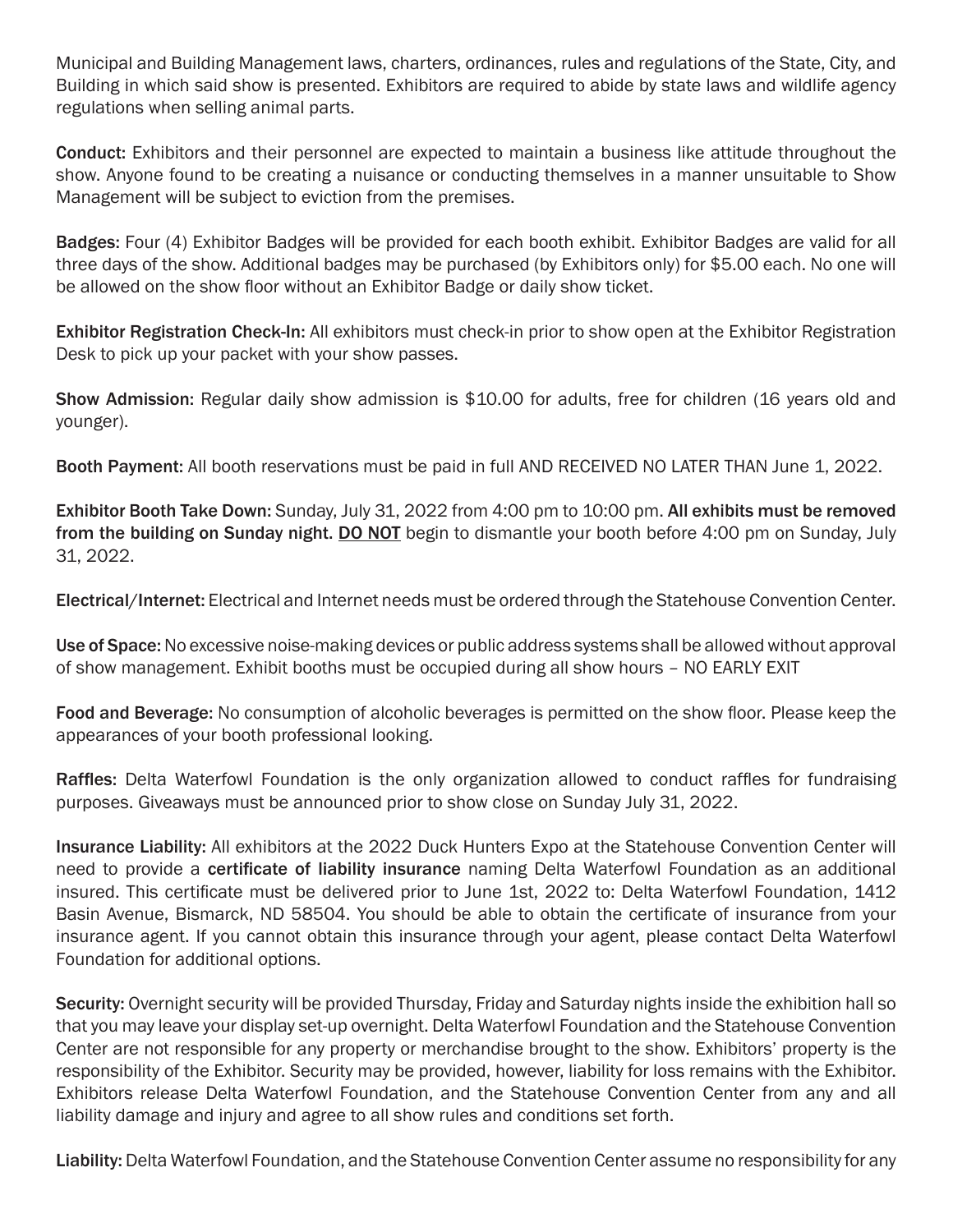Municipal and Building Management laws, charters, ordinances, rules and regulations of the State, City, and Building in which said show is presented. Exhibitors are required to abide by state laws and wildlife agency regulations when selling animal parts.

**Conduct:** Exhibitors and their personnel are expected to maintain a business like attitude throughout the show. Anyone found to be creating a nuisance or conducting themselves in a manner unsuitable to Show Management will be subject to eviction from the premises.

**Badges:** Four (4) Exhibitor Badges will be provided for each booth exhibit. Exhibitor Badges are valid for all three days of the show. Additional badges may be purchased (by Exhibitors only) for $5.00 each. No one will be allowed on the show floor without an Exhibitor Badge or daily show ticket.

**Exhibitor Registration Check-In:** All exhibitors must check-in prior to show open at the Exhibitor Registration Desk to pick up your packet with your show passes.

**Show Admission:** Regular daily show admission is $10.00 for adults, free for children (16 years old and younger).

**Booth Payment:** All booth reservations must be paid in full AND RECEIVED NO LATER THAN June 1, 2022.

**Exhibitor Booth Take Down:** Sunday, July 31, 2022 from 4:00 pm to 10:00 pm. **All exhibits must be removed from the building on Sunday night.** <u>**DO NOT**</u> begin to dismantle your booth before 4:00 pm on Sunday, July 31, 2022.

**Electrical/Internet:** Electrical and Internet needs must be ordered through the Statehouse Convention Center.

**Use of Space:** No excessive noise-making devices or public address systems shall be allowed without approval of show management. Exhibit booths must be occupied during all show hours – NO EARLY EXIT

**Food and Beverage:** No consumption of alcoholic beverages is permitted on the show floor. Please keep the appearances of your booth professional looking.

**Raffles:** Delta Waterfowl Foundation is the only organization allowed to conduct raffles for fundraising purposes. Giveaways must be announced prior to show close on Sunday July 31, 2022.

**Insurance Liability:** All exhibitors at the 2022 Duck Hunters Expo at the Statehouse Convention Center will need to provide a **certificate of liability insurance** naming Delta Waterfowl Foundation as an additional insured. This certificate must be delivered prior to June 1st, 2022 to: Delta Waterfowl Foundation, 1412 Basin Avenue, Bismarck, ND 58504. You should be able to obtain the certificate of insurance from your insurance agent. If you cannot obtain this insurance through your agent, please contact Delta Waterfowl Foundation for additional options.

**Security:** Overnight security will be provided Thursday, Friday and Saturday nights inside the exhibition hall so that you may leave your display set-up overnight. Delta Waterfowl Foundation and the Statehouse Convention Center are not responsible for any property or merchandise brought to the show. Exhibitors' property is the responsibility of the Exhibitor. Security may be provided, however, liability for loss remains with the Exhibitor. Exhibitors release Delta Waterfowl Foundation, and the Statehouse Convention Center from any and all liability damage and injury and agree to all show rules and conditions set forth.

**Liability:** Delta Waterfowl Foundation, and the Statehouse Convention Center assume no responsibility for any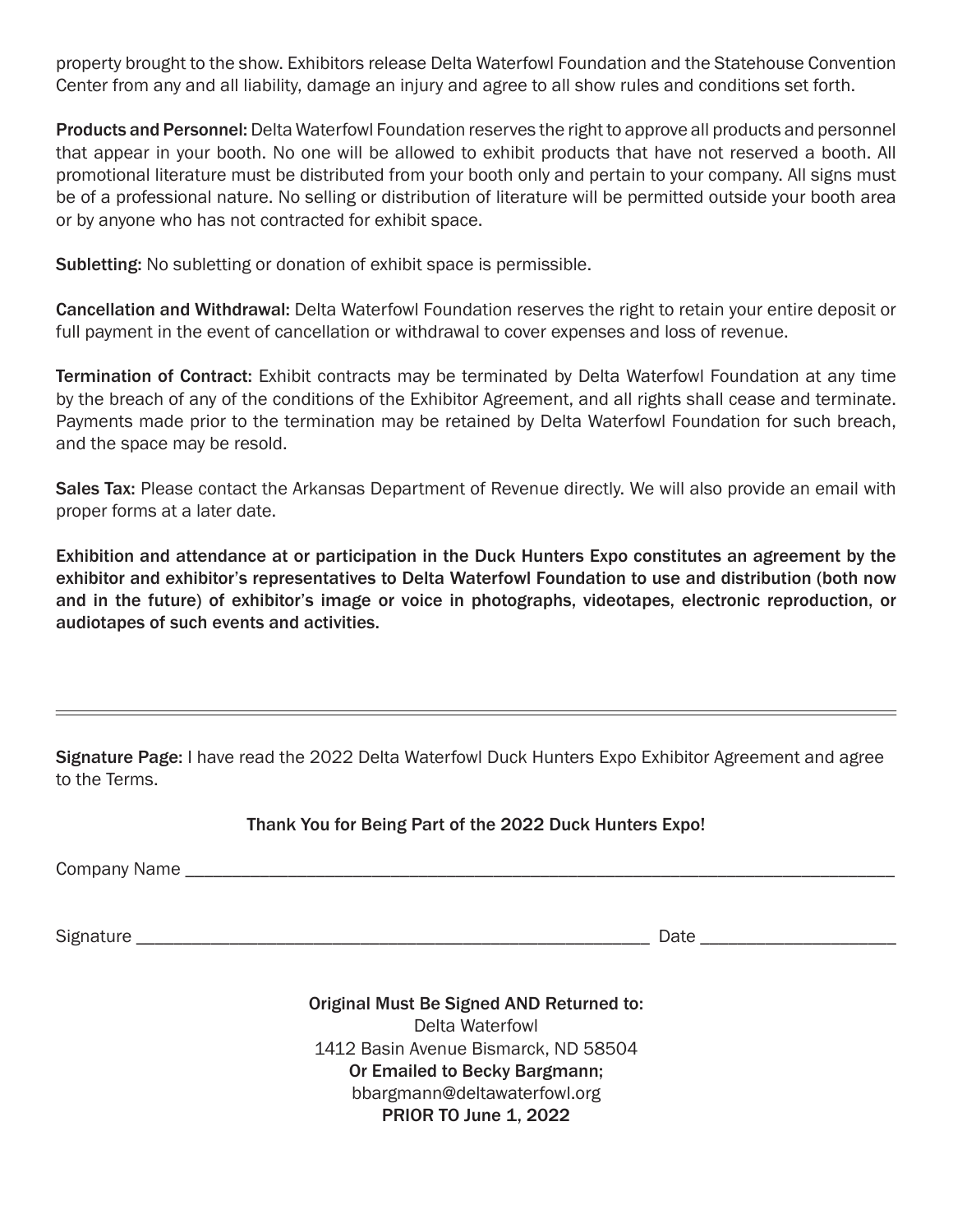property brought to the show. Exhibitors release Delta Waterfowl Foundation and the Statehouse Convention Center from any and all liability, damage an injury and agree to all show rules and conditions set forth.

**Products and Personnel:** Delta Waterfowl Foundation reserves the right to approve all products and personnel that appear in your booth. No one will be allowed to exhibit products that have not reserved a booth. All promotional literature must be distributed from your booth only and pertain to your company. All signs must be of a professional nature. No selling or distribution of literature will be permitted outside your booth area or by anyone who has not contracted for exhibit space.

**Subletting:** No subletting or donation of exhibit space is permissible.

**Cancellation and Withdrawal:** Delta Waterfowl Foundation reserves the right to retain your entire deposit or full payment in the event of cancellation or withdrawal to cover expenses and loss of revenue.

**Termination of Contract:** Exhibit contracts may be terminated by Delta Waterfowl Foundation at any time by the breach of any of the conditions of the Exhibitor Agreement, and all rights shall cease and terminate. Payments made prior to the termination may be retained by Delta Waterfowl Foundation for such breach, and the space may be resold.

**Sales Tax:** Please contact the Arkansas Department of Revenue directly. We will also provide an email with proper forms at a later date.

**Exhibition and attendance at or participation in the Duck Hunters Expo constitutes an agreement by the exhibitor and exhibitor's representatives to Delta Waterfowl Foundation to use and distribution (both now and in the future) of exhibitor's image or voice in photographs, videotapes, electronic reproduction, or audiotapes of such events and activities.**

---

**Signature Page:** I have read the 2022 Delta Waterfowl Duck Hunters Expo Exhibitor Agreement and agree to the Terms.

**Thank You for Being Part of the 2022 Duck Hunters Expo!**

Company Name ______________________________________________________________________

Signature ____________________________________________________ Date ___________________

**Original Must Be Signed AND Returned to:**
Delta Waterfowl
1412 Basin Avenue Bismarck, ND 58504
**Or Emailed to Becky Bargmann;**
bbargmann@deltawaterfowl.org
**PRIOR TO June 1, 2022**